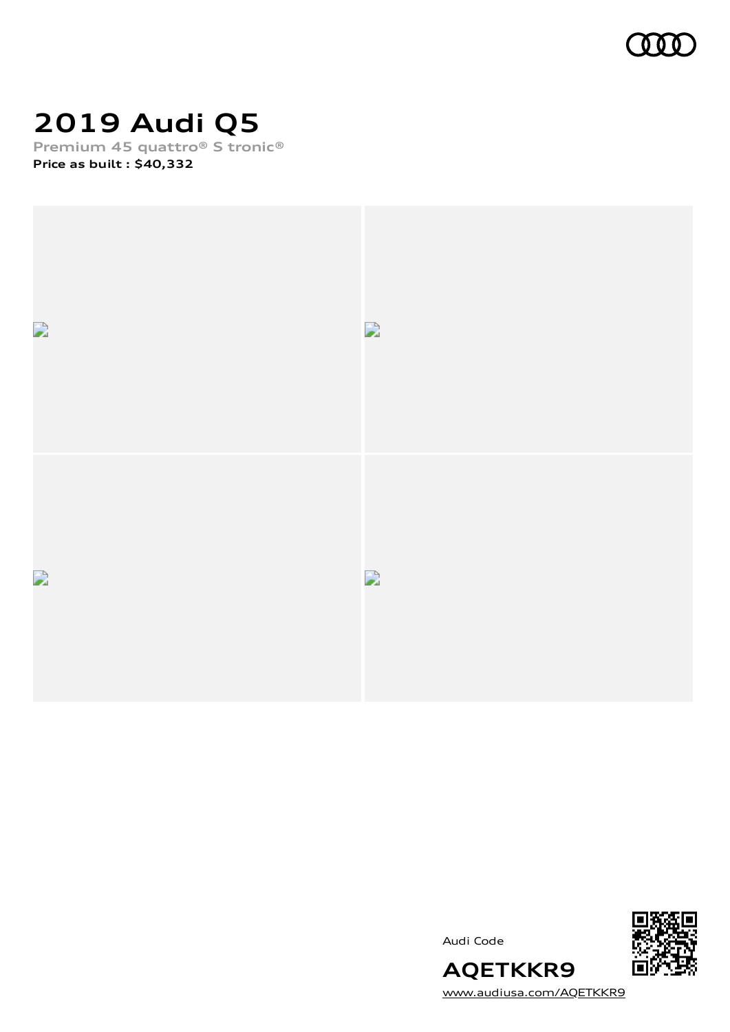# 2019 Audi Q5

**Premium 45 quattro® S tronic®**

**Price as built : $40,332**

Audi Code

**AQETKKR9**

www.audiusa.com/AQETKKR9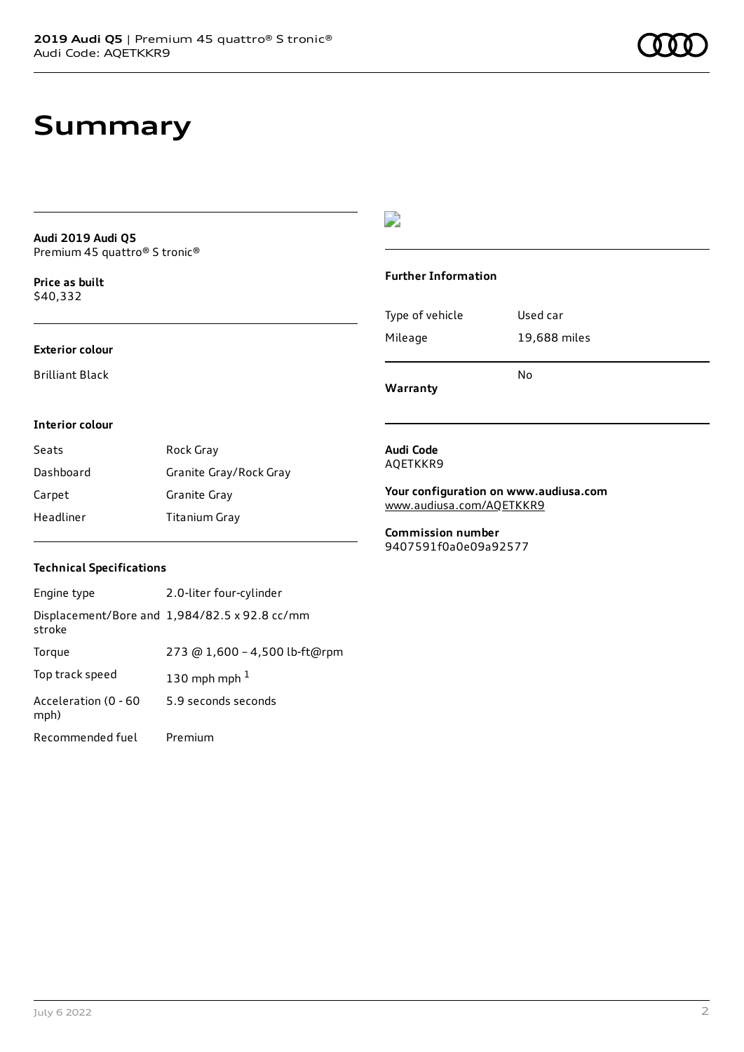# Summary

**Audi 2019 Audi Q5**
Premium 45 quattro® S tronic®

**Price as built**
$40,332

**Exterior colour**

Brilliant Black

**Interior colour**

| Seats | Rock Gray |
| --- | --- |
| Dashboard | Granite Gray/Rock Gray |
| Carpet | Granite Gray |
| Headliner | Titanium Gray |

**Technical Specifications**

| Engine type | 2.0-liter four-cylinder |
| --- | --- |
| Displacement/Bore and stroke | 1,984/82.5 x 92.8 cc/mm |
| Torque | 273 @ 1,600 – 4,500 lb-ft@rpm |
| Top track speed | 130 mph mph [1] |
| Acceleration (0 - 60 mph) | 5.9 seconds seconds |
| Recommended fuel | Premium |

**Further Information**

| Type of vehicle | Used car |
| --- | --- |
| Mileage | 19,688 miles |
| **Warranty** | No |

**Audi Code**
AQETKKR9

**Your configuration on www.audiusa.com**
www.audiusa.com/AQETKKR9

**Commission number**
9407591f0a0e09a92577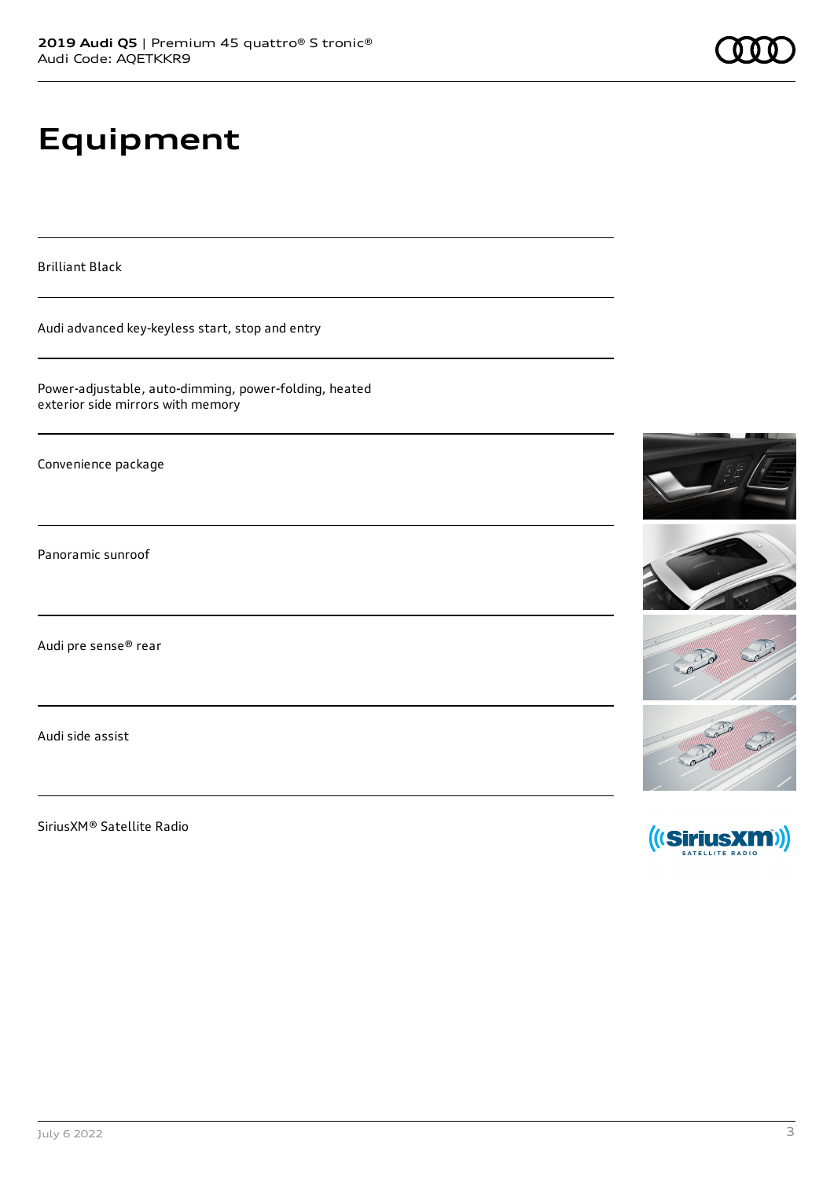# Equipment

Brilliant Black

Audi advanced key-keyless start, stop and entry

Power-adjustable, auto-dimming, power-folding, heated exterior side mirrors with memory

Convenience package

Panoramic sunroof

Audi pre sense® rear

Audi side assist

SiriusXM® Satellite Radio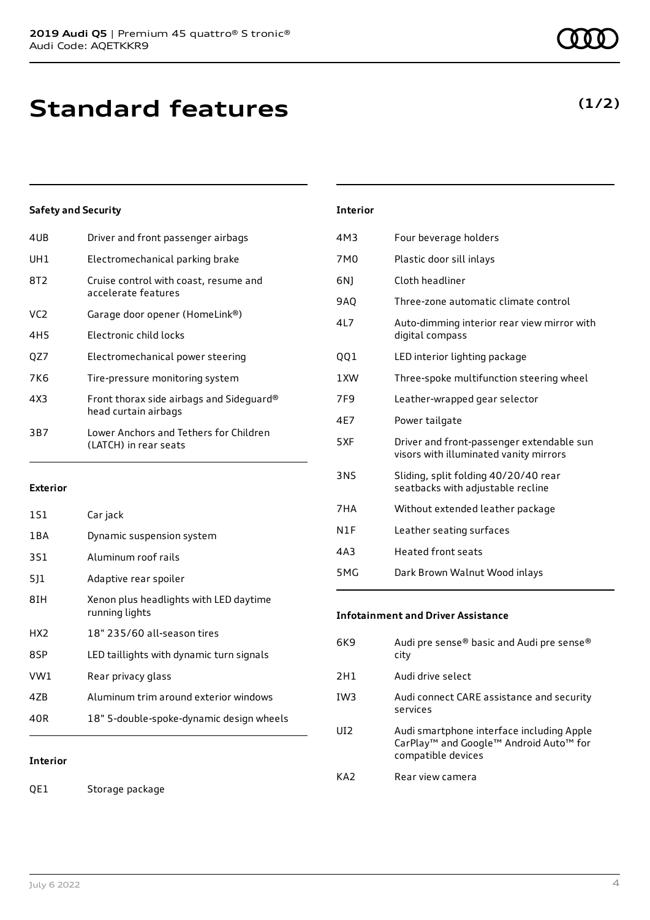# Standard features

**(1/2)**

### Safety and Security

| | |
|---|---|
| 4UB | Driver and front passenger airbags |
| UH1 | Electromechanical parking brake |
| 8T2 | Cruise control with coast, resume and accelerate features |
| VC2 | Garage door opener (HomeLink®) |
| 4H5 | Electronic child locks |
| QZ7 | Electromechanical power steering |
| 7K6 | Tire-pressure monitoring system |
| 4X3 | Front thorax side airbags and Sideguard® head curtain airbags |
| 3B7 | Lower Anchors and Tethers for Children (LATCH) in rear seats |

### Exterior

| | |
|---|---|
| 1S1 | Car jack |
| 1BA | Dynamic suspension system |
| 3S1 | Aluminum roof rails |
| 5J1 | Adaptive rear spoiler |
| 8IH | Xenon plus headlights with LED daytime running lights |
| HX2 | 18" 235/60 all-season tires |
| 8SP | LED taillights with dynamic turn signals |
| VW1 | Rear privacy glass |
| 4ZB | Aluminum trim around exterior windows |
| 40R | 18" 5-double-spoke-dynamic design wheels |

### Interior

| | |
|---|---|
| QE1 | Storage package |
| 4M3 | Four beverage holders |
| 7M0 | Plastic door sill inlays |
| 6NJ | Cloth headliner |
| 9AQ | Three-zone automatic climate control |
| 4L7 | Auto-dimming interior rear view mirror with digital compass |
| QQ1 | LED interior lighting package |
| 1XW | Three-spoke multifunction steering wheel |
| 7F9 | Leather-wrapped gear selector |
| 4E7 | Power tailgate |
| 5XF | Driver and front-passenger extendable sun visors with illuminated vanity mirrors |
| 3NS | Sliding, split folding 40/20/40 rear seatbacks with adjustable recline |
| 7HA | Without extended leather package |
| N1F | Leather seating surfaces |
| 4A3 | Heated front seats |
| 5MG | Dark Brown Walnut Wood inlays |

### Infotainment and Driver Assistance

| | |
|---|---|
| 6K9 | Audi pre sense® basic and Audi pre sense® city |
| 2H1 | Audi drive select |
| IW3 | Audi connect CARE assistance and security services |
| UI2 | Audi smartphone interface including Apple CarPlay™ and Google™ Android Auto™ for compatible devices |
| KA2 | Rear view camera |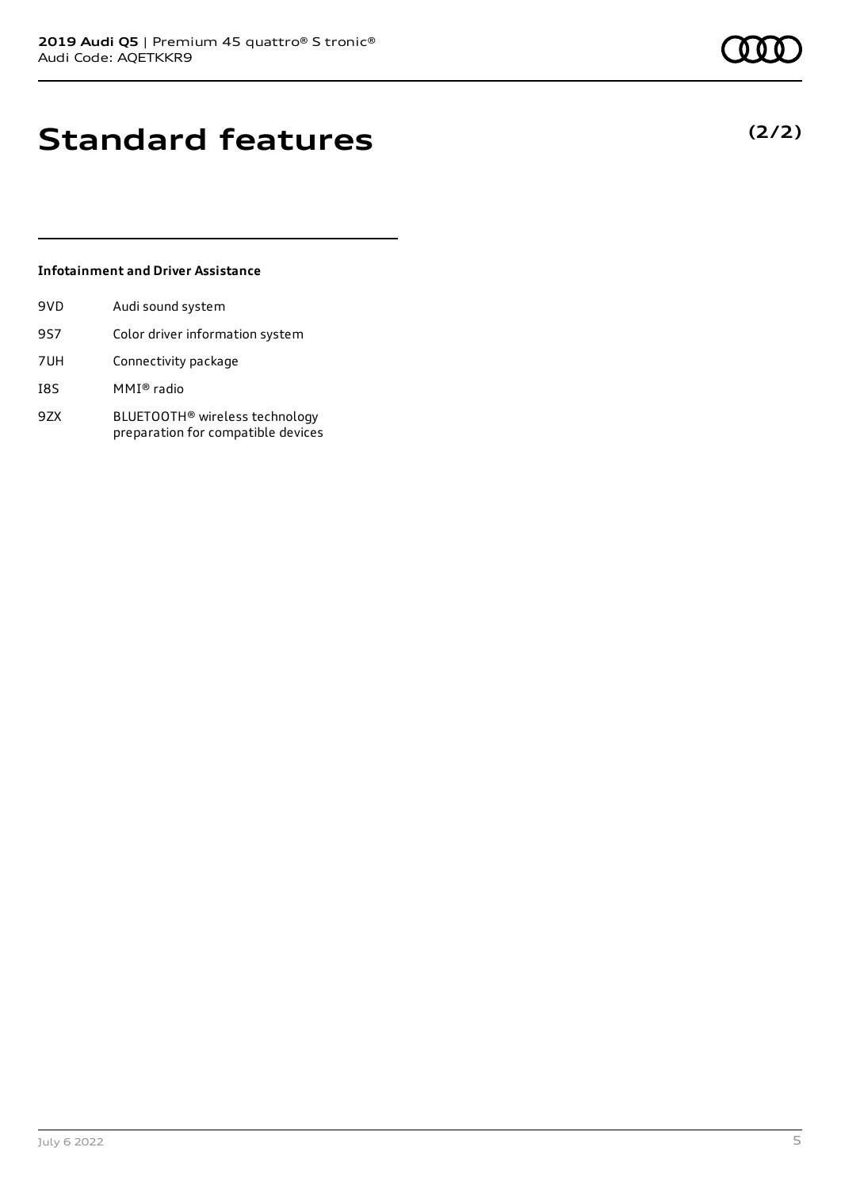# Standard features

**(2/2)**

### Infotainment and Driver Assistance

| | |
|---|---|
| 9VD | Audi sound system |
| 9S7 | Color driver information system |
| 7UH | Connectivity package |
| I8S | MMI® radio |
| 9ZX | BLUETOOTH® wireless technology preparation for compatible devices |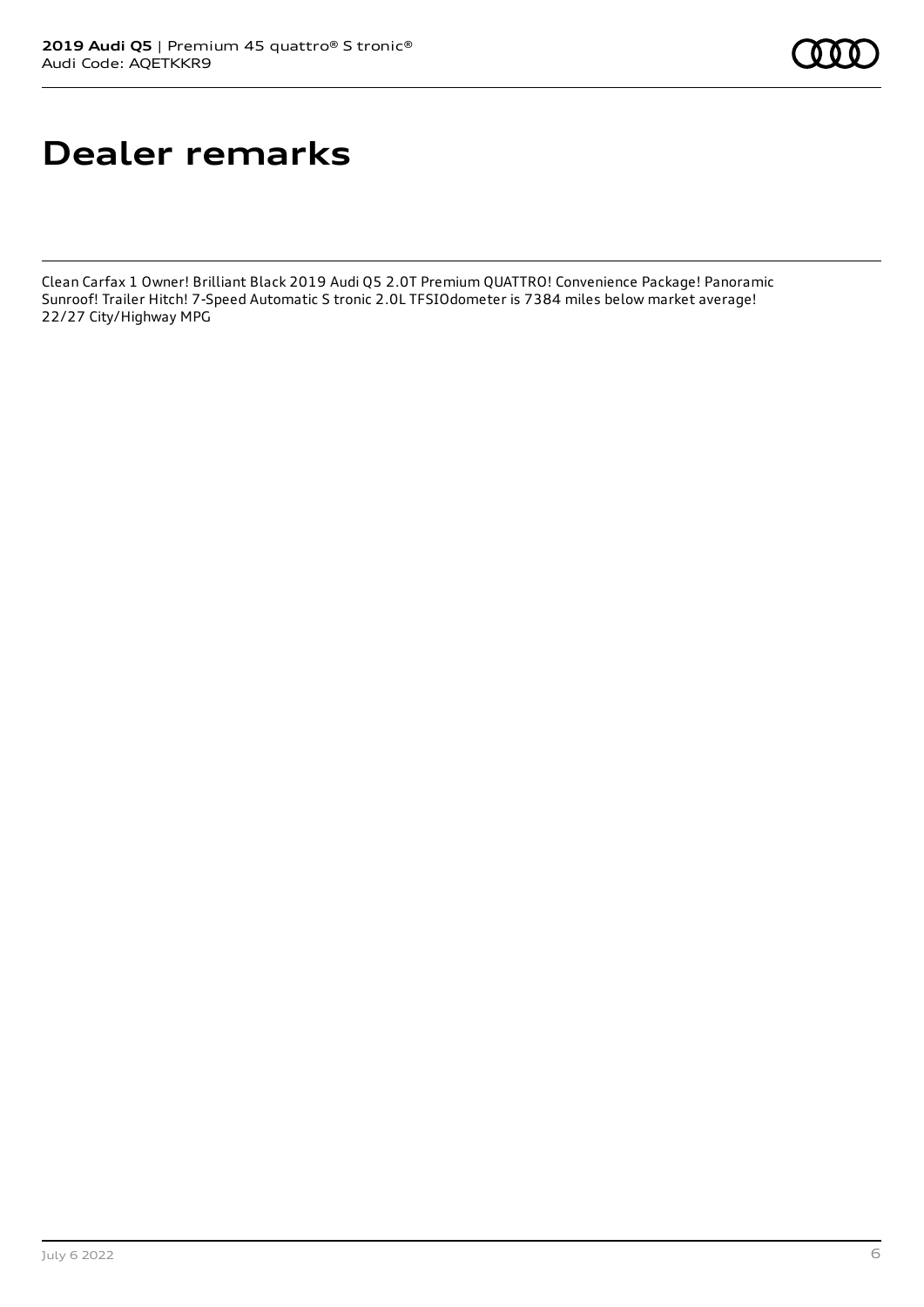# Dealer remarks

Clean Carfax 1 Owner! Brilliant Black 2019 Audi Q5 2.0T Premium QUATTRO! Convenience Package! Panoramic Sunroof! Trailer Hitch! 7-Speed Automatic S tronic 2.0L TFSIOdometer is 7384 miles below market average! 22/27 City/Highway MPG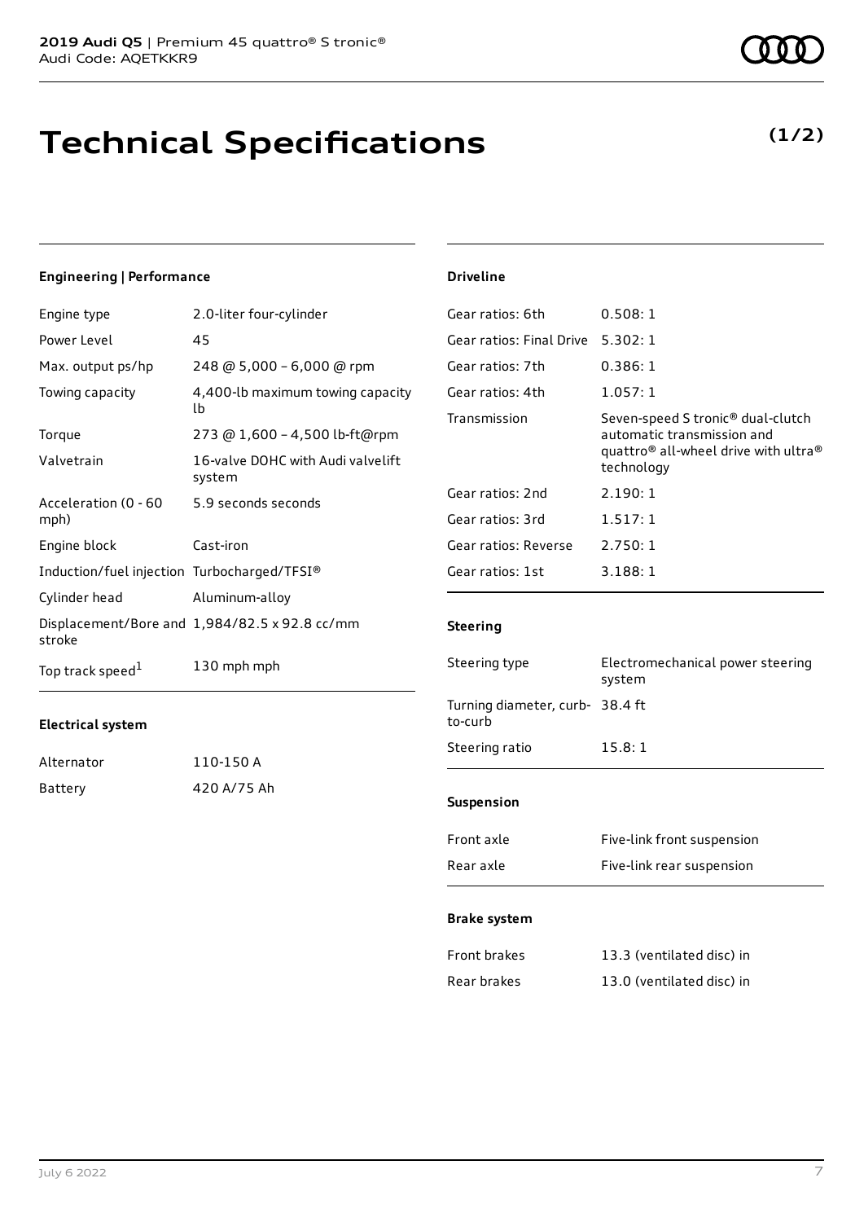# Technical Specifications

**(1/2)**

## Engineering | Performance

| | |
|---|---|
| Engine type | 2.0-liter four-cylinder |
| Power Level | 45 |
| Max. output ps/hp | 248 @ 5,000 – 6,000 @ rpm |
| Towing capacity | 4,400-lb maximum towing capacity lb |
| Torque | 273 @ 1,600 – 4,500 lb-ft@rpm |
| Valvetrain | 16-valve DOHC with Audi valvelift system |
| Acceleration (0 - 60 mph) | 5.9 seconds seconds |
| Engine block | Cast-iron |
| Induction/fuel injection | Turbocharged/TFSI® |
| Cylinder head | Aluminum-alloy |
| Displacement/Bore and stroke | 1,984/82.5 x 92.8 cc/mm |
| Top track speed[1] | 130 mph mph |

## Electrical system

| | |
|---|---|
| Alternator | 110-150 A |
| Battery | 420 A/75 Ah |

## Driveline

| | |
|---|---|
| Gear ratios: 6th | 0.508: 1 |
| Gear ratios: Final Drive | 5.302: 1 |
| Gear ratios: 7th | 0.386: 1 |
| Gear ratios: 4th | 1.057: 1 |
| Transmission | Seven-speed S tronic® dual-clutch automatic transmission and quattro® all-wheel drive with ultra® technology |
| Gear ratios: 2nd | 2.190: 1 |
| Gear ratios: 3rd | 1.517: 1 |
| Gear ratios: Reverse | 2.750: 1 |
| Gear ratios: 1st | 3.188: 1 |

## Steering

| | |
|---|---|
| Steering type | Electromechanical power steering system |
| Turning diameter, curb-to-curb | 38.4 ft |
| Steering ratio | 15.8: 1 |

## Suspension

| | |
|---|---|
| Front axle | Five-link front suspension |
| Rear axle | Five-link rear suspension |

## Brake system

| | |
|---|---|
| Front brakes | 13.3 (ventilated disc) in |
| Rear brakes | 13.0 (ventilated disc) in |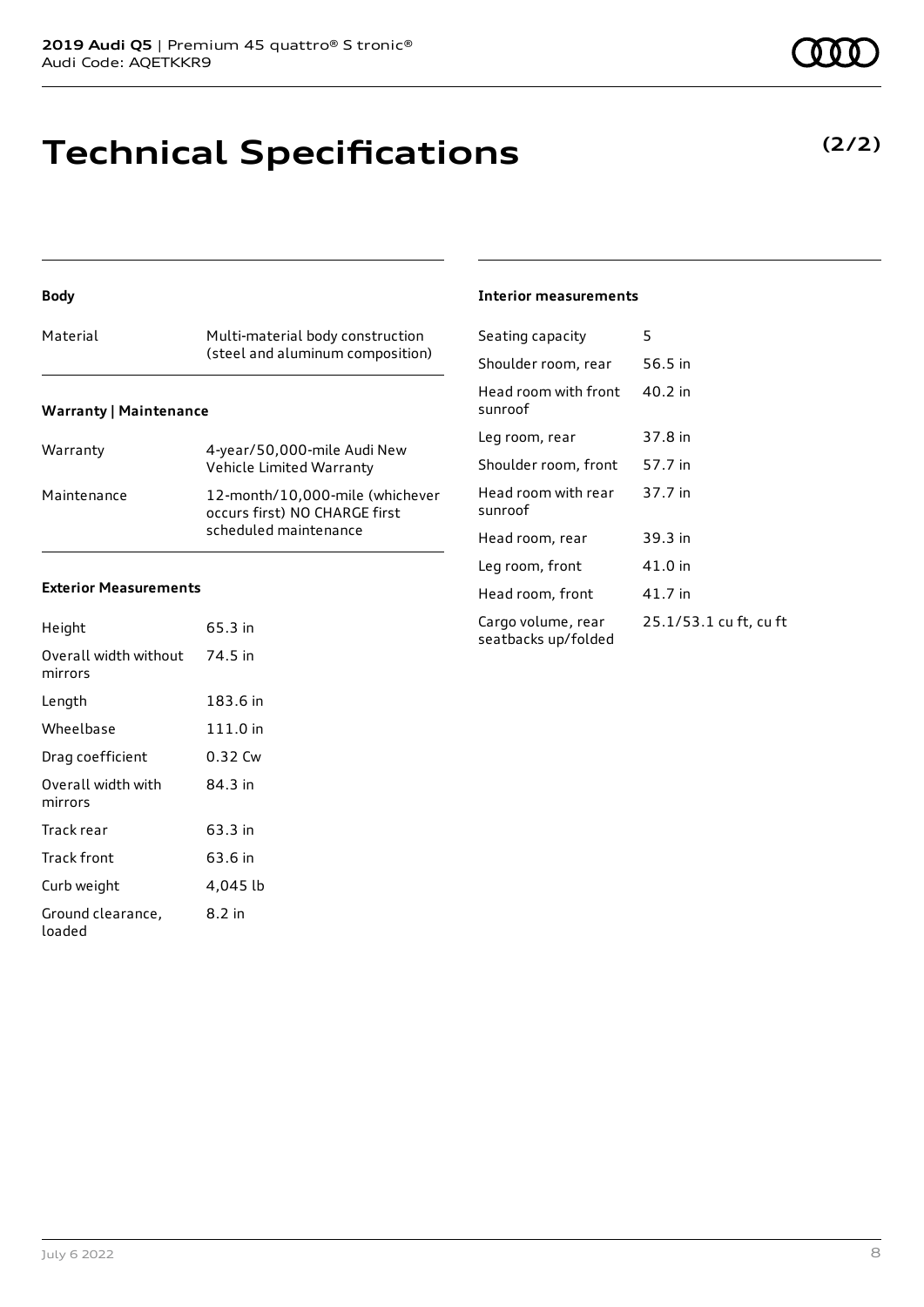# Technical Specifications

**(2/2)**

### Body

| | |
|---|---|
| Material | Multi-material body construction (steel and aluminum composition) |

### Warranty | Maintenance

| | |
|---|---|
| Warranty | 4-year/50,000-mile Audi New Vehicle Limited Warranty |
| Maintenance | 12-month/10,000-mile (whichever occurs first) NO CHARGE first scheduled maintenance |

### Exterior Measurements

| | |
|---|---|
| Height | 65.3 in |
| Overall width without mirrors | 74.5 in |
| Length | 183.6 in |
| Wheelbase | 111.0 in |
| Drag coefficient | 0.32 Cw |
| Overall width with mirrors | 84.3 in |
| Track rear | 63.3 in |
| Track front | 63.6 in |
| Curb weight | 4,045 lb |
| Ground clearance, loaded | 8.2 in |

### Interior measurements

| | |
|---|---|
| Seating capacity | 5 |
| Shoulder room, rear | 56.5 in |
| Head room with front sunroof | 40.2 in |
| Leg room, rear | 37.8 in |
| Shoulder room, front | 57.7 in |
| Head room with rear sunroof | 37.7 in |
| Head room, rear | 39.3 in |
| Leg room, front | 41.0 in |
| Head room, front | 41.7 in |
| Cargo volume, rear seatbacks up/folded | 25.1/53.1 cu ft, cu ft |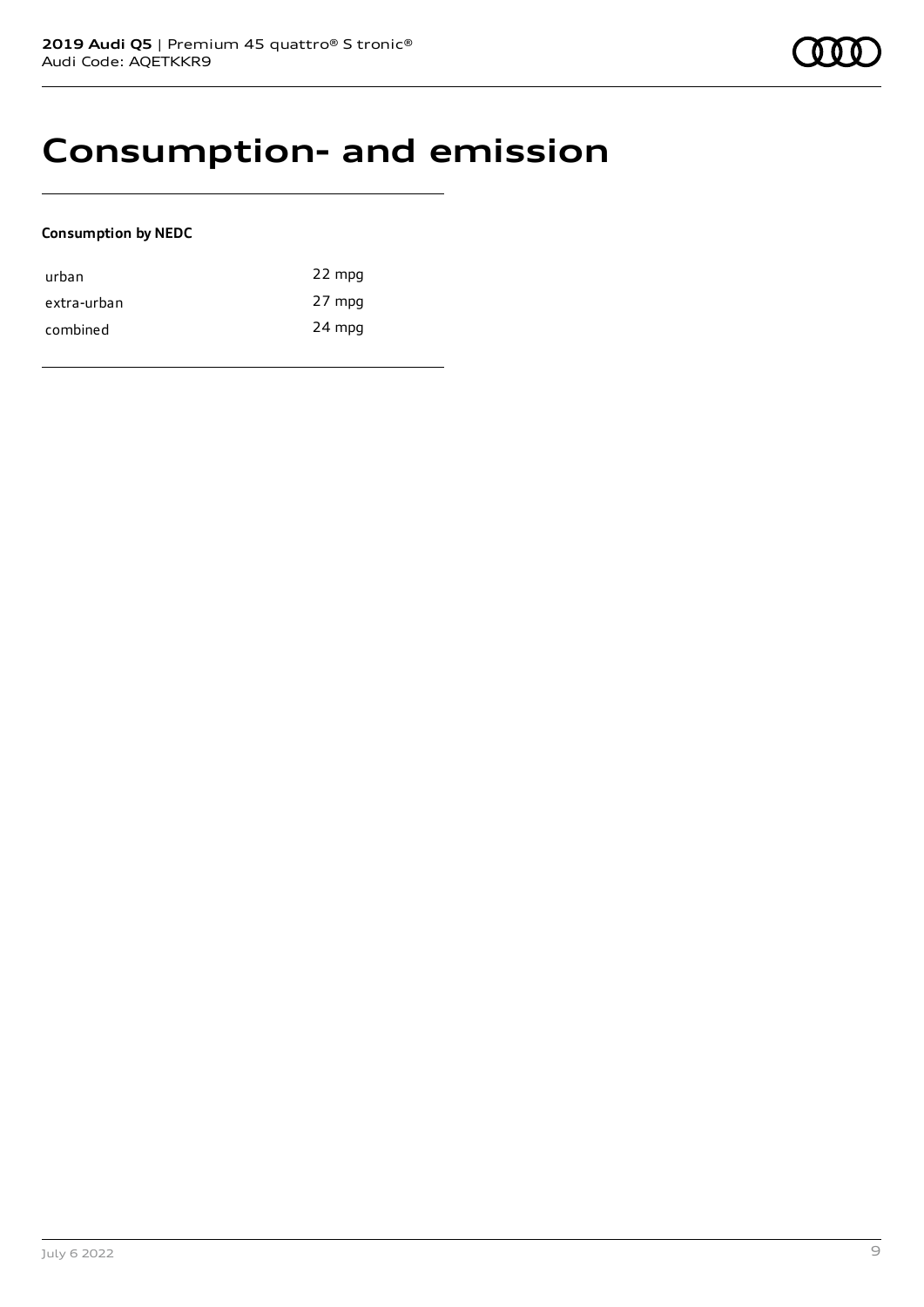# Consumption- and emission

**Consumption by NEDC**

| | |
|---|---|
| urban | 22 mpg |
| extra-urban | 27 mpg |
| combined | 24 mpg |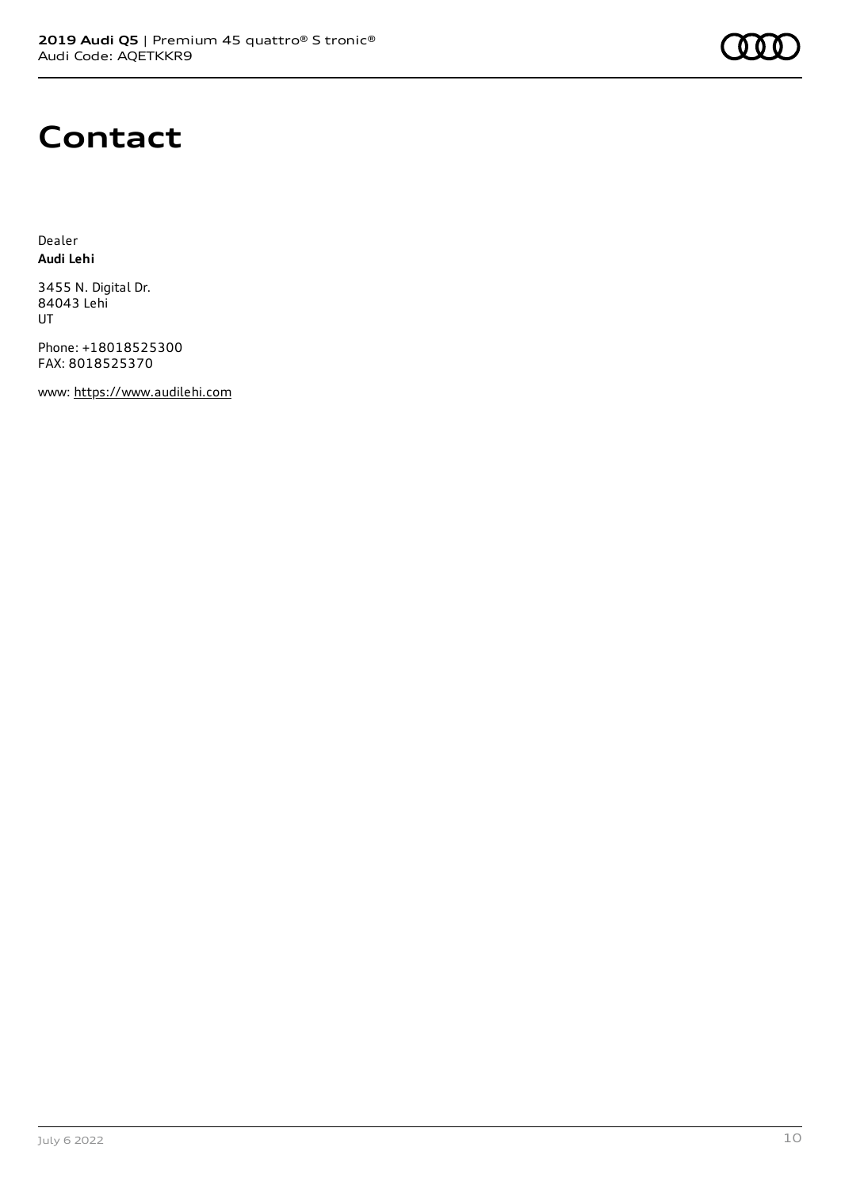# Contact

Dealer
**Audi Lehi**

3455 N. Digital Dr.
84043 Lehi
UT

Phone: +18018525300
FAX: 8018525370

www: https://www.audilehi.com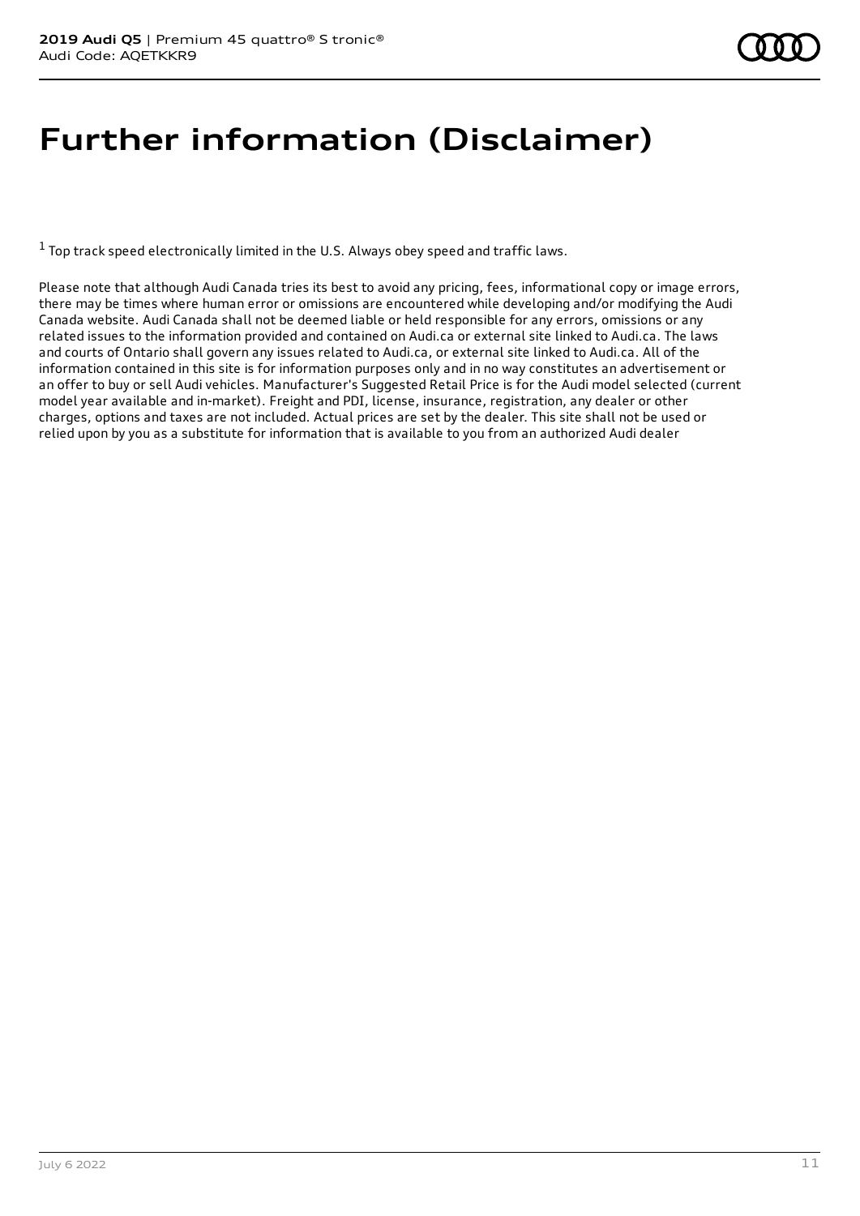# Further information (Disclaimer)

[1] Top track speed electronically limited in the U.S. Always obey speed and traffic laws.

Please note that although Audi Canada tries its best to avoid any pricing, fees, informational copy or image errors, there may be times where human error or omissions are encountered while developing and/or modifying the Audi Canada website. Audi Canada shall not be deemed liable or held responsible for any errors, omissions or any related issues to the information provided and contained on Audi.ca or external site linked to Audi.ca. The laws and courts of Ontario shall govern any issues related to Audi.ca, or external site linked to Audi.ca. All of the information contained in this site is for information purposes only and in no way constitutes an advertisement or an offer to buy or sell Audi vehicles. Manufacturer's Suggested Retail Price is for the Audi model selected (current model year available and in-market). Freight and PDI, license, insurance, registration, any dealer or other charges, options and taxes are not included. Actual prices are set by the dealer. This site shall not be used or relied upon by you as a substitute for information that is available to you from an authorized Audi dealer